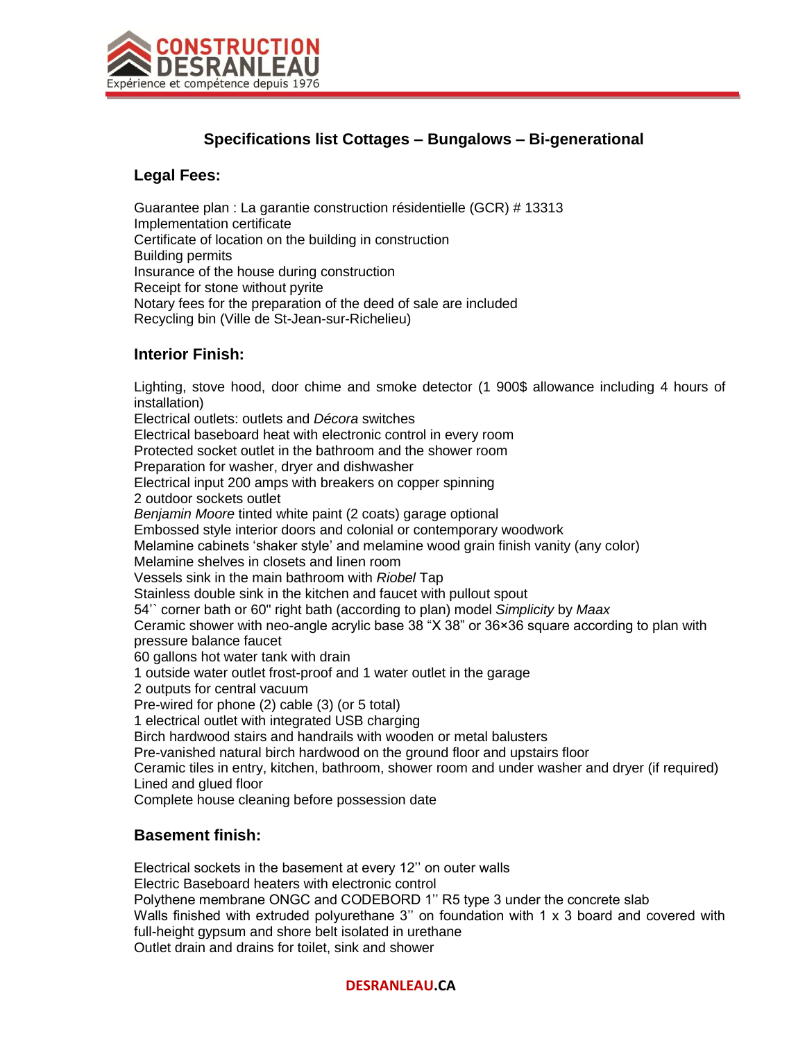# Specifications list Cottages – Bungalows – Bi-generational

## Legal Fees:

Guarantee plan : La garantie construction résidentielle (GCR) # 13313
Implementation certificate
Certificate of location on the building in construction
Building permits
Insurance of the house during construction
Receipt for stone without pyrite
Notary fees for the preparation of the deed of sale are included
Recycling bin (Ville de St-Jean-sur-Richelieu)

## Interior Finish:

Lighting, stove hood, door chime and smoke detector (1 900$ allowance including 4 hours of installation)
Electrical outlets: outlets and *Décora* switches
Electrical baseboard heat with electronic control in every room
Protected socket outlet in the bathroom and the shower room
Preparation for washer, dryer and dishwasher
Electrical input 200 amps with breakers on copper spinning
2 outdoor sockets outlet
*Benjamin Moore* tinted white paint (2 coats) garage optional
Embossed style interior doors and colonial or contemporary woodwork
Melamine cabinets 'shaker style' and melamine wood grain finish vanity (any color)
Melamine shelves in closets and linen room
Vessels sink in the main bathroom with *Riobel* Tap
Stainless double sink in the kitchen and faucet with pullout spout
54'` corner bath or 60" right bath (according to plan) model *Simplicity* by *Maax*
Ceramic shower with neo-angle acrylic base 38 "X 38" or 36×36 square according to plan with pressure balance faucet
60 gallons hot water tank with drain
1 outside water outlet frost-proof and 1 water outlet in the garage
2 outputs for central vacuum
Pre-wired for phone (2) cable (3) (or 5 total)
1 electrical outlet with integrated USB charging
Birch hardwood stairs and handrails with wooden or metal balusters
Pre-vanished natural birch hardwood on the ground floor and upstairs floor
Ceramic tiles in entry, kitchen, bathroom, shower room and under washer and dryer (if required)
Lined and glued floor
Complete house cleaning before possession date

## Basement finish:

Electrical sockets in the basement at every 12'' on outer walls
Electric Baseboard heaters with electronic control
Polythene membrane ONGC and CODEBORD 1'' R5 type 3 under the concrete slab
Walls finished with extruded polyurethane 3'' on foundation with 1 x 3 board and covered with full-height gypsum and shore belt isolated in urethane
Outlet drain and drains for toilet, sink and shower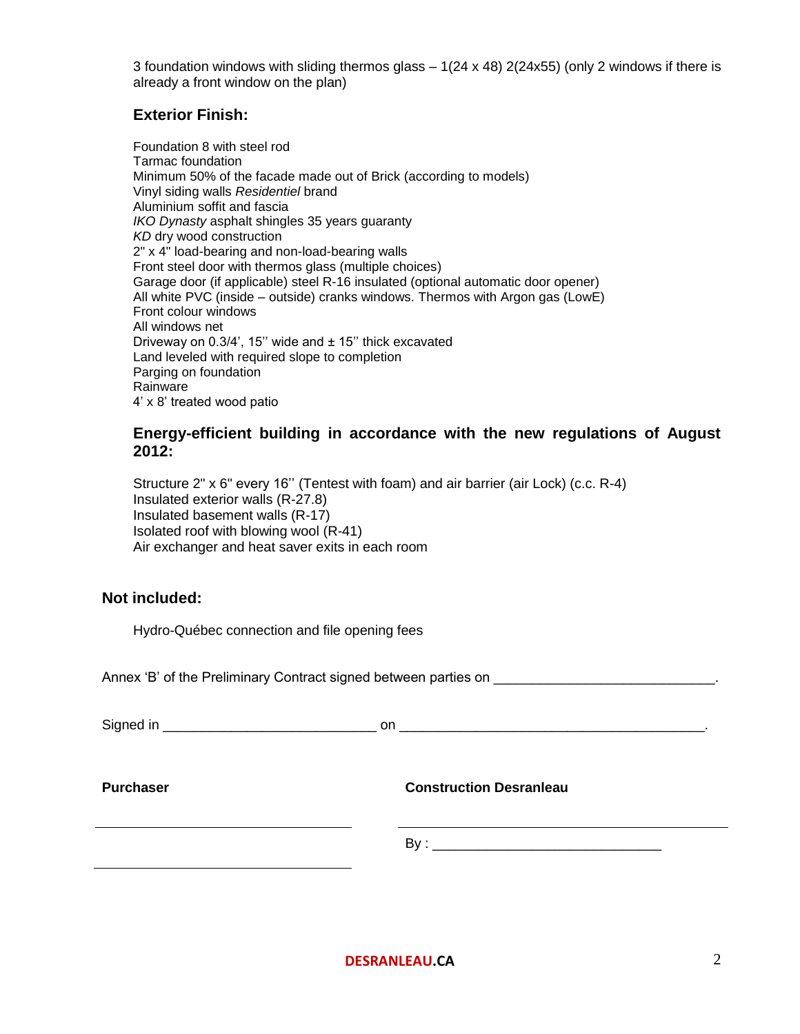3 foundation windows with sliding thermos glass – 1(24 x 48) 2(24x55) (only 2 windows if there is already a front window on the plan)

### Exterior Finish:

Foundation 8 with steel rod
Tarmac foundation
Minimum 50% of the facade made out of Brick (according to models)
Vinyl siding walls *Residentiel* brand
Aluminium soffit and fascia
*IKO Dynasty* asphalt shingles 35 years guaranty
*KD* dry wood construction
2" x 4" load-bearing and non-load-bearing walls
Front steel door with thermos glass (multiple choices)
Garage door (if applicable) steel R-16 insulated (optional automatic door opener)
All white PVC (inside – outside) cranks windows. Thermos with Argon gas (LowE)
Front colour windows
All windows net
Driveway on 0.3/4', 15'' wide and ± 15'' thick excavated
Land leveled with required slope to completion
Parging on foundation
Rainware
4' x 8' treated wood patio

### Energy-efficient building in accordance with the new regulations of August 2012:

Structure 2" x 6" every 16'' (Tentest with foam) and air barrier (air Lock) (c.c. R-4)
Insulated exterior walls (R-27.8)
Insulated basement walls (R-17)
Isolated roof with blowing wool (R-41)
Air exchanger and heat saver exits in each room

### Not included:

Hydro-Québec connection and file opening fees

Annex 'B' of the Preliminary Contract signed between parties on ____________________________.

Signed in ____________________________ on ________________________________________.

**Purchaser**

________________________________

________________________________

**Construction Desranleau**

________________________________

By : ______________________________

DESRANLEAU.CA